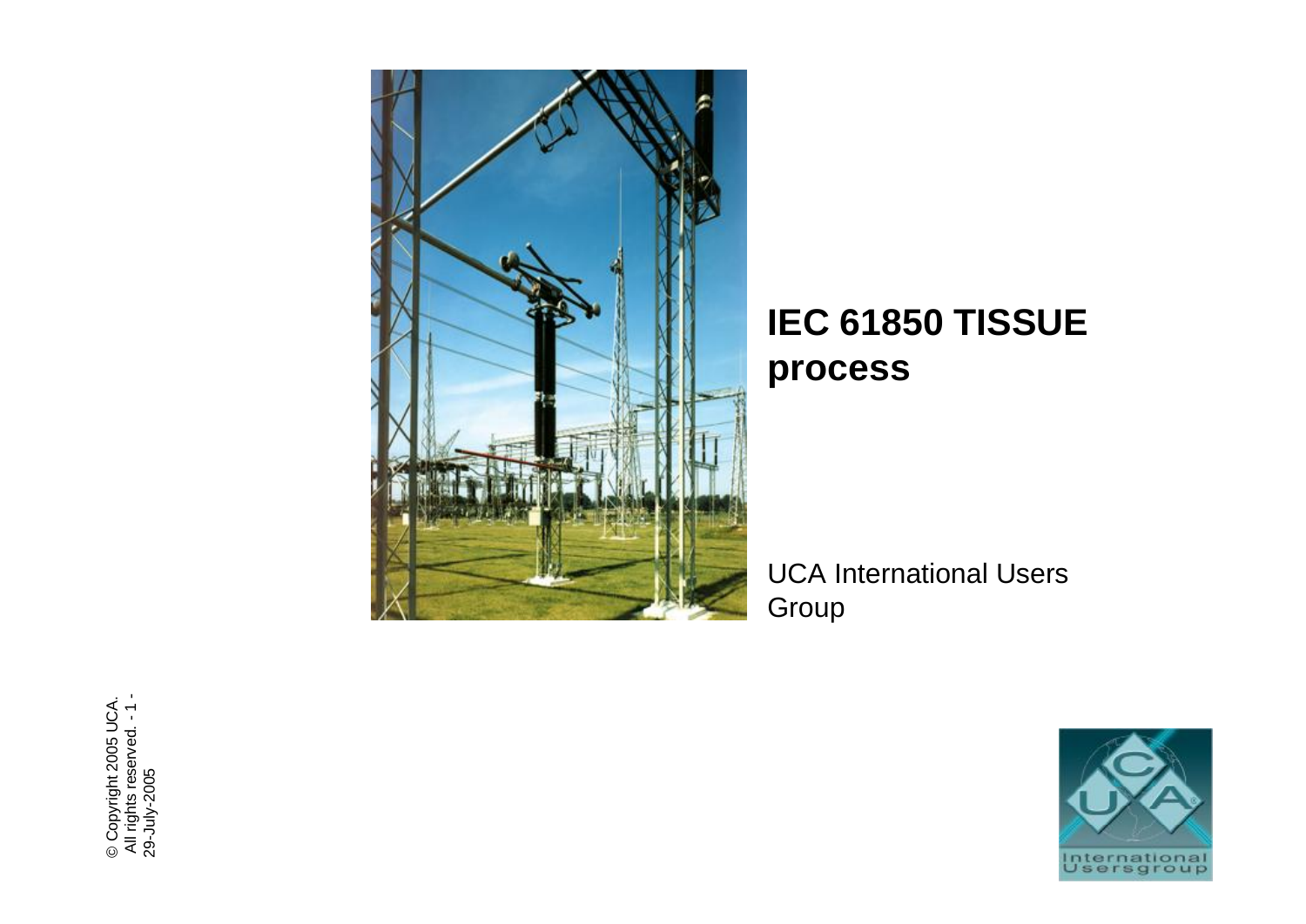# IEC 61850 TISSUE process

UCA International Users Group

© Copyright 2005 UCA.
All rights reserved.
29-July-2005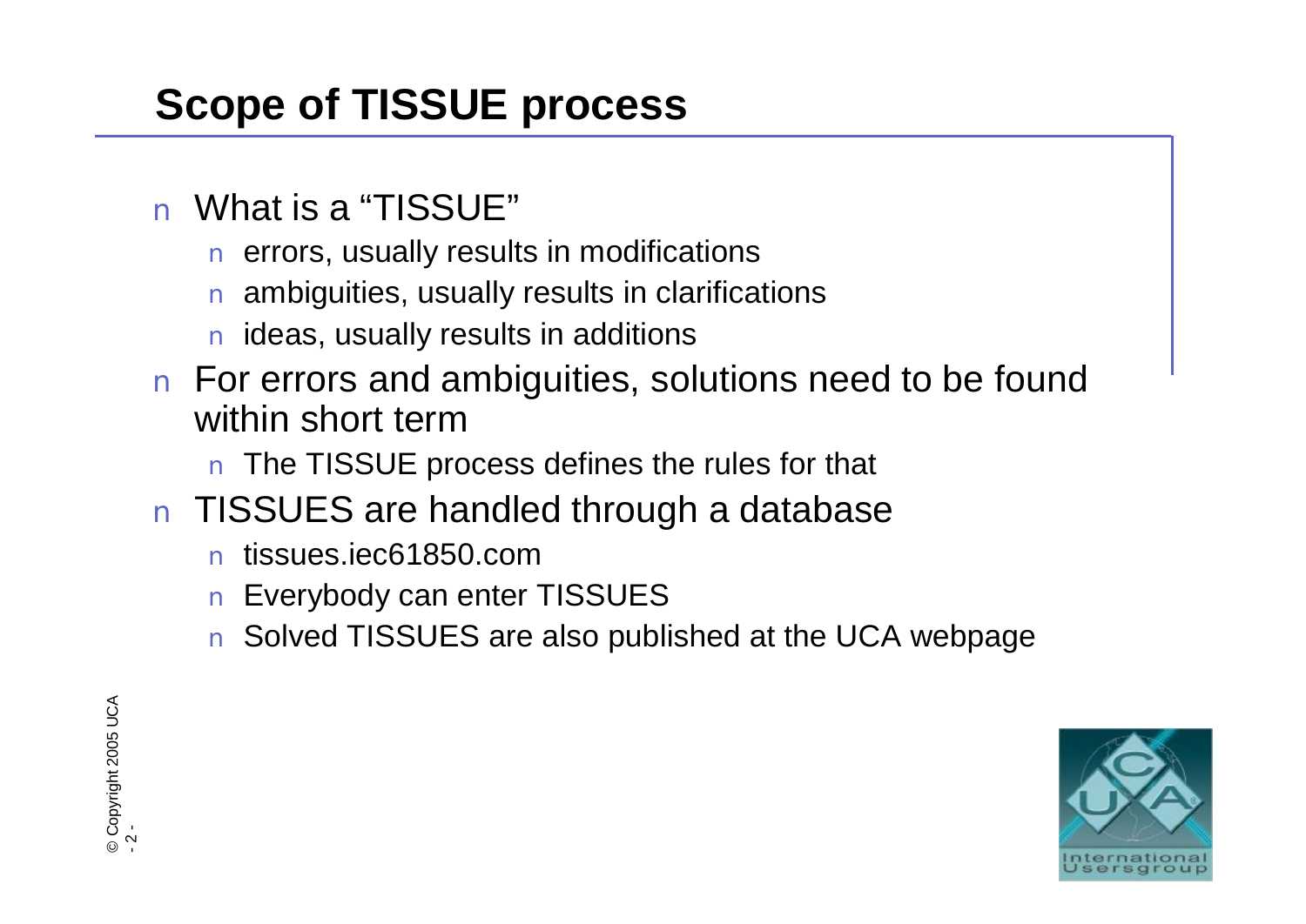# Scope of TISSUE process

- What is a "TISSUE"
  - errors, usually results in modifications
  - ambiguities, usually results in clarifications
  - ideas, usually results in additions
- For errors and ambiguities, solutions need to be found within short term
  - The TISSUE process defines the rules for that
- TISSUES are handled through a database
  - tissues.iec61850.com
  - Everybody can enter TISSUES
  - Solved TISSUES are also published at the UCA webpage

© Copyright 2005 UCA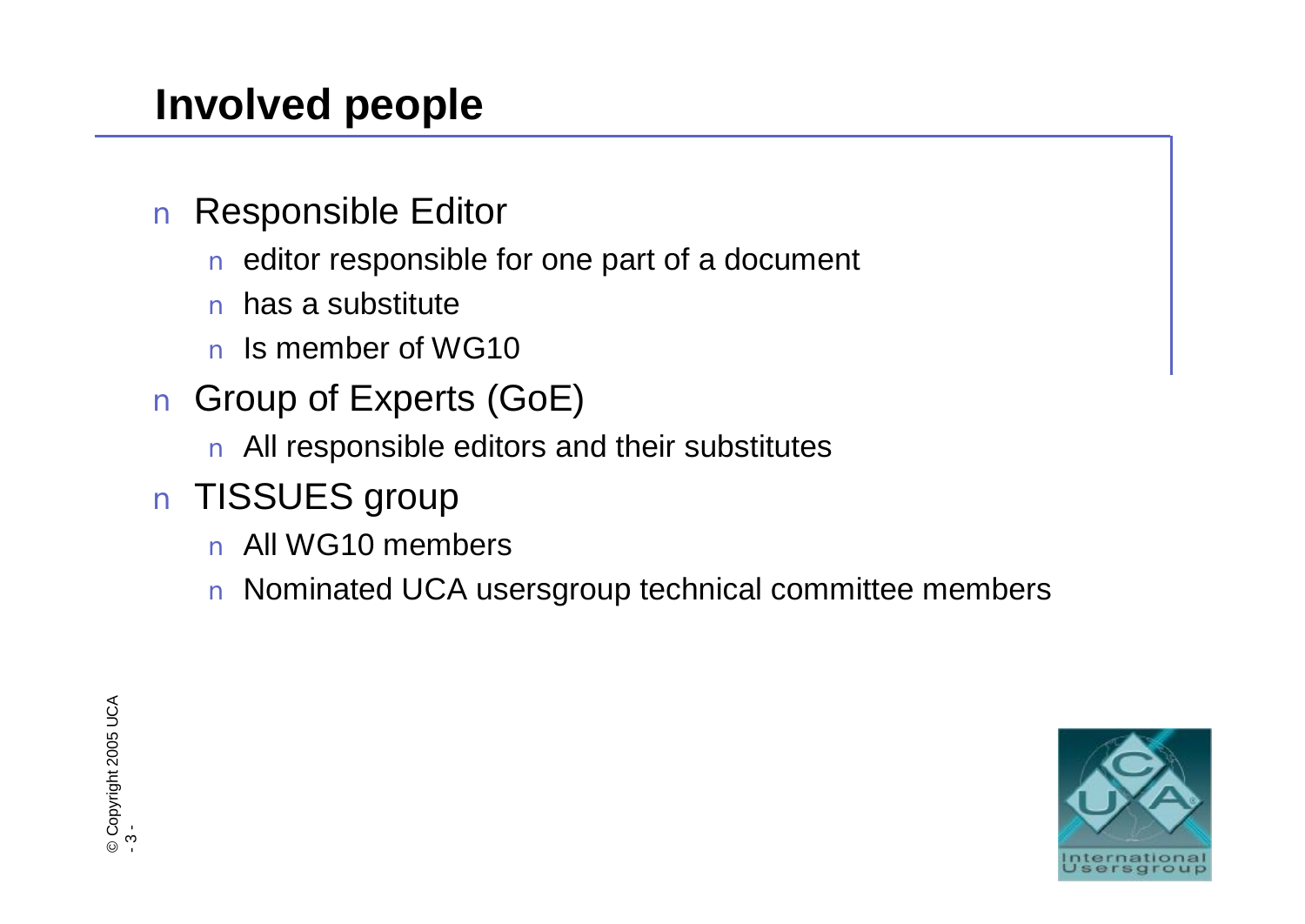# Involved people

- Responsible Editor
  - editor responsible for one part of a document
  - has a substitute
  - Is member of WG10
- Group of Experts (GoE)
  - All responsible editors and their substitutes
- TISSUES group
  - All WG10 members
  - Nominated UCA usersgroup technical committee members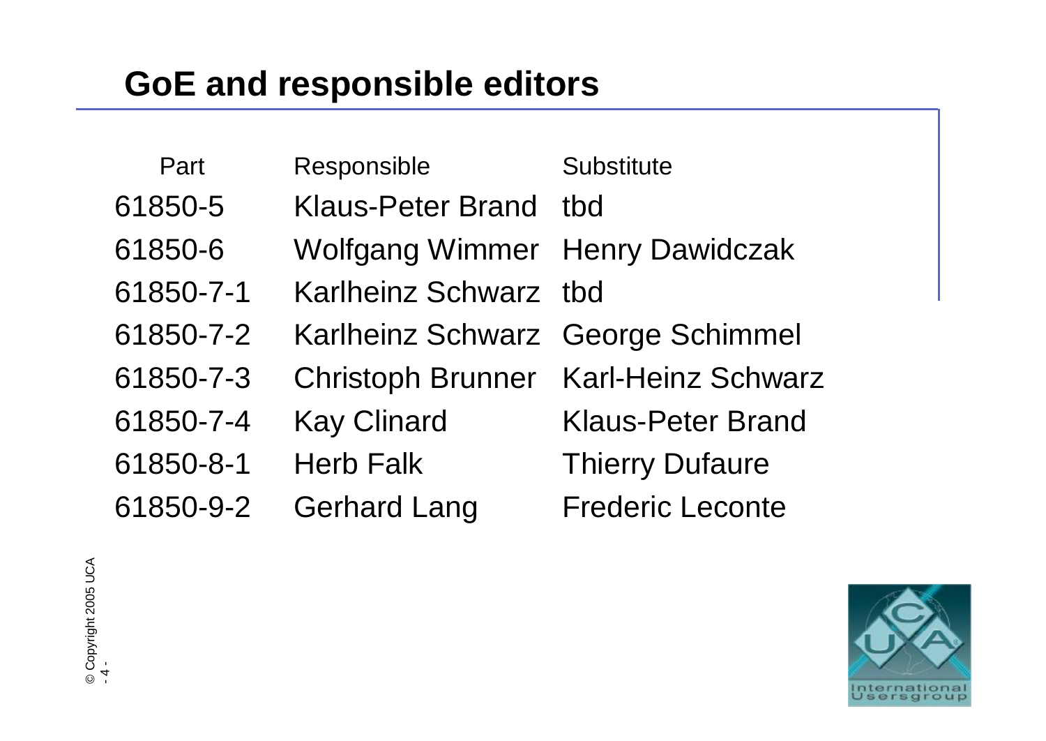# GoE and responsible editors

| Part | Responsible | Substitute |
| --- | --- | --- |
| 61850-5 | Klaus-Peter Brand | tbd |
| 61850-6 | Wolfgang Wimmer | Henry Dawidczak |
| 61850-7-1 | Karlheinz Schwarz | tbd |
| 61850-7-2 | Karlheinz Schwarz | George Schimmel |
| 61850-7-3 | Christoph Brunner | Karl-Heinz Schwarz |
| 61850-7-4 | Kay Clinard | Klaus-Peter Brand |
| 61850-8-1 | Herb Falk | Thierry Dufaure |
| 61850-9-2 | Gerhard Lang | Frederic Leconte |

© Copyright 2005 UCA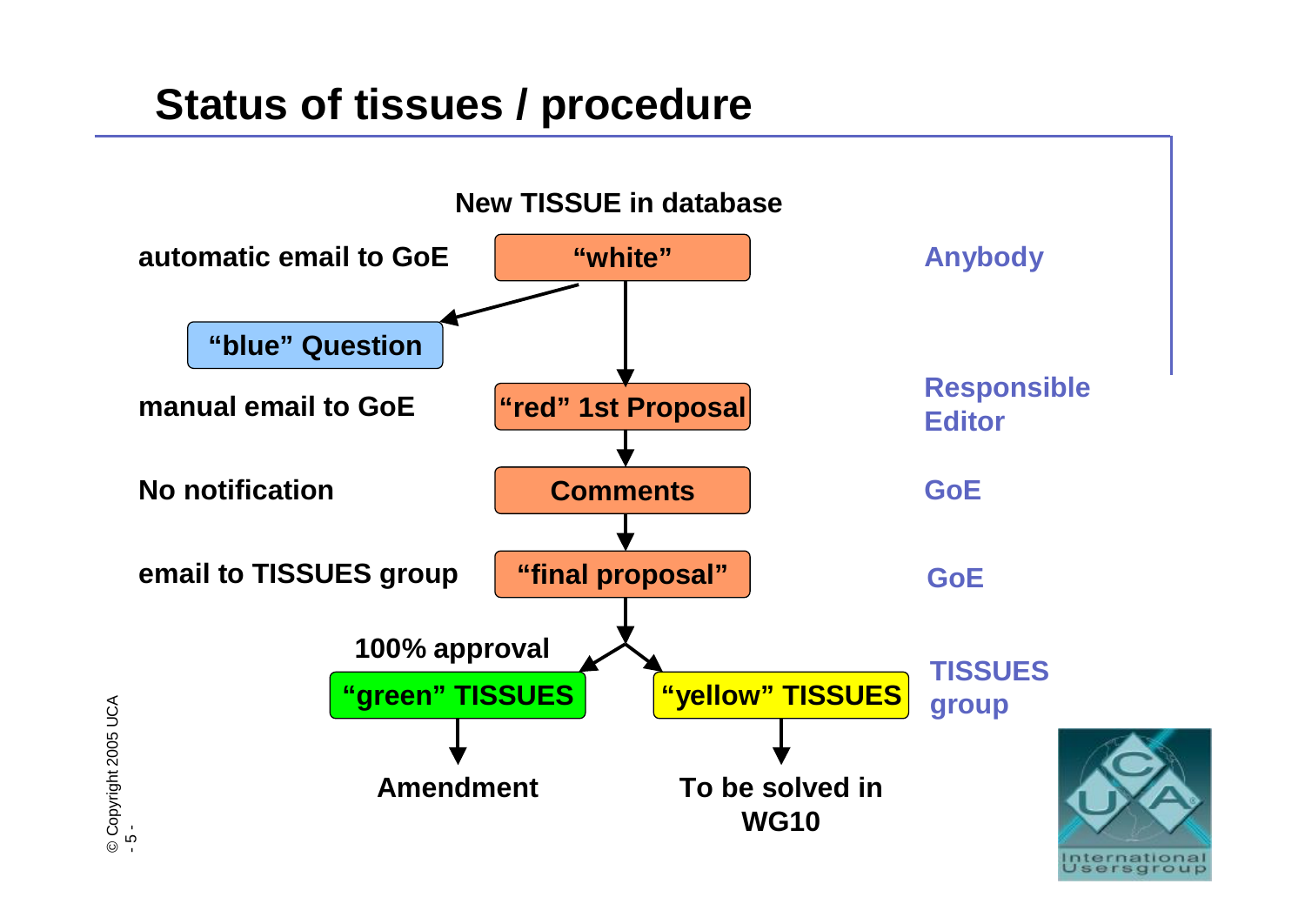# Status of tissues / procedure

New TISSUE in database

| Notification | Status | Who |
|---|---|---|
| automatic email to GoE | "white" | Anybody |
| | "blue" Question | |
| manual email to GoE | "red" 1st Proposal | Responsible Editor |
| No notification | Comments | GoE |
| email to TISSUES group | "final proposal" | GoE |
| 100% approval | "green" TISSUES → Amendment | TISSUES group |
| | "yellow" TISSUES → To be solved in WG10 | TISSUES group |

© Copyright 2005 UCA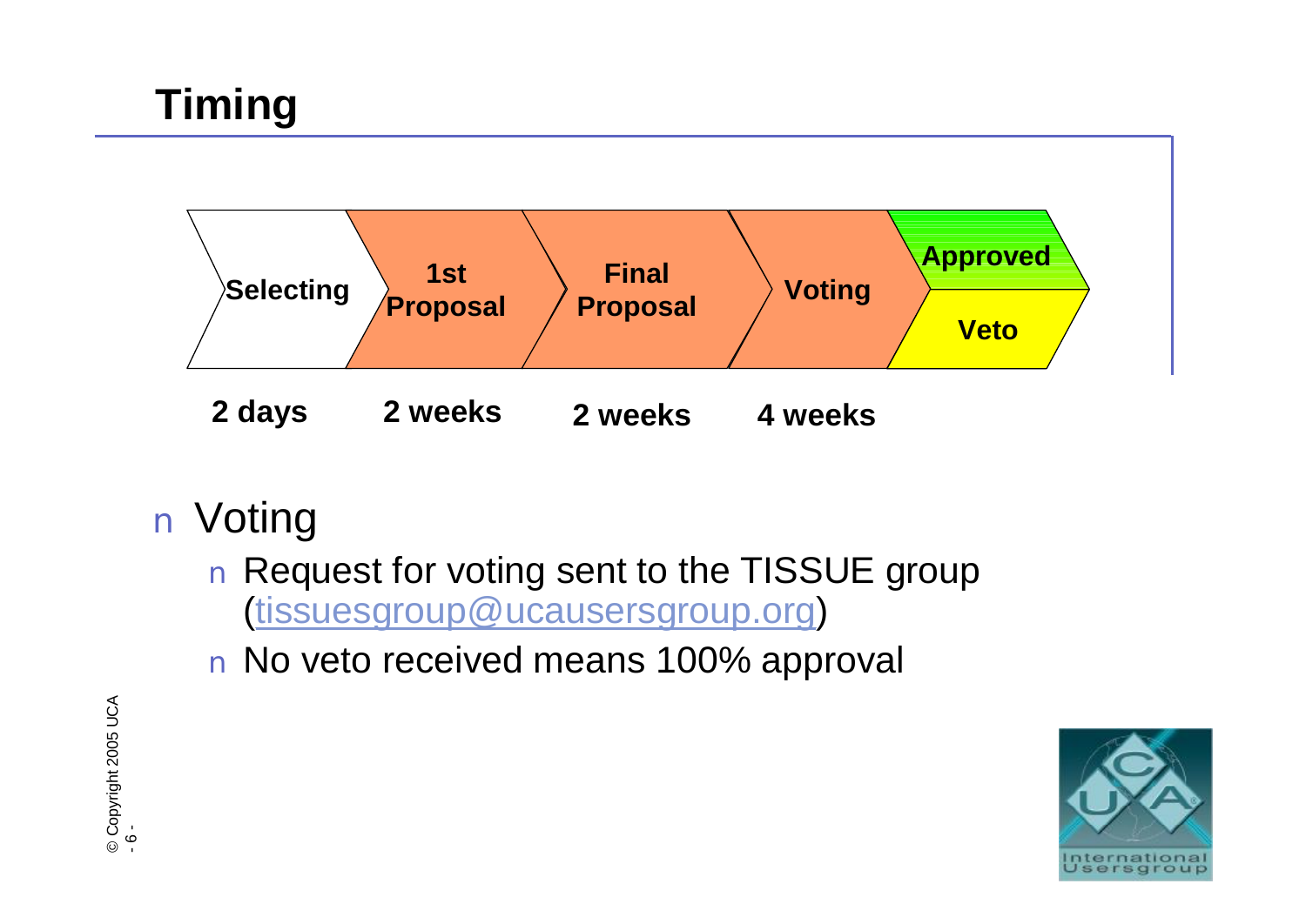# Timing

| Selecting | 1st Proposal | Final Proposal | Voting | Approved / Veto |
|---|---|---|---|---|
| 2 days | 2 weeks | 2 weeks | 4 weeks | |

- Voting
  - Request for voting sent to the TISSUE group (tissuesgroup@ucausersgroup.org)
  - No veto received means 100% approval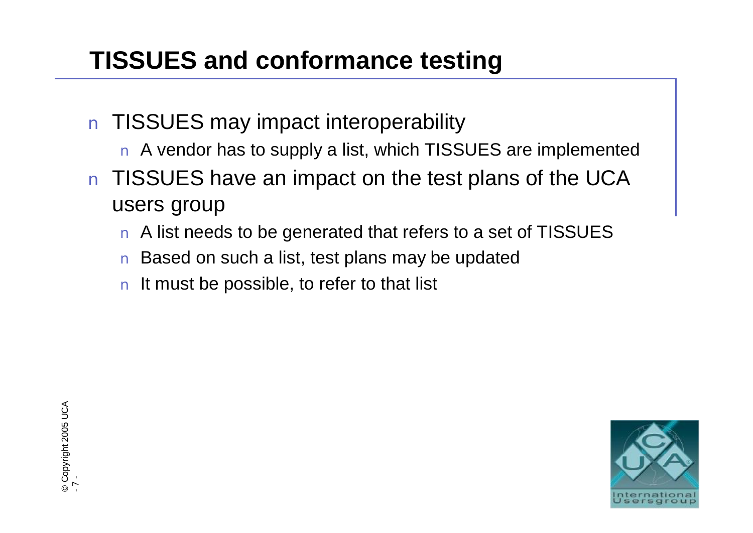# TISSUES and conformance testing

- TISSUES may impact interoperability
  - A vendor has to supply a list, which TISSUES are implemented
- TISSUES have an impact on the test plans of the UCA users group
  - A list needs to be generated that refers to a set of TISSUES
  - Based on such a list, test plans may be updated
  - It must be possible, to refer to that list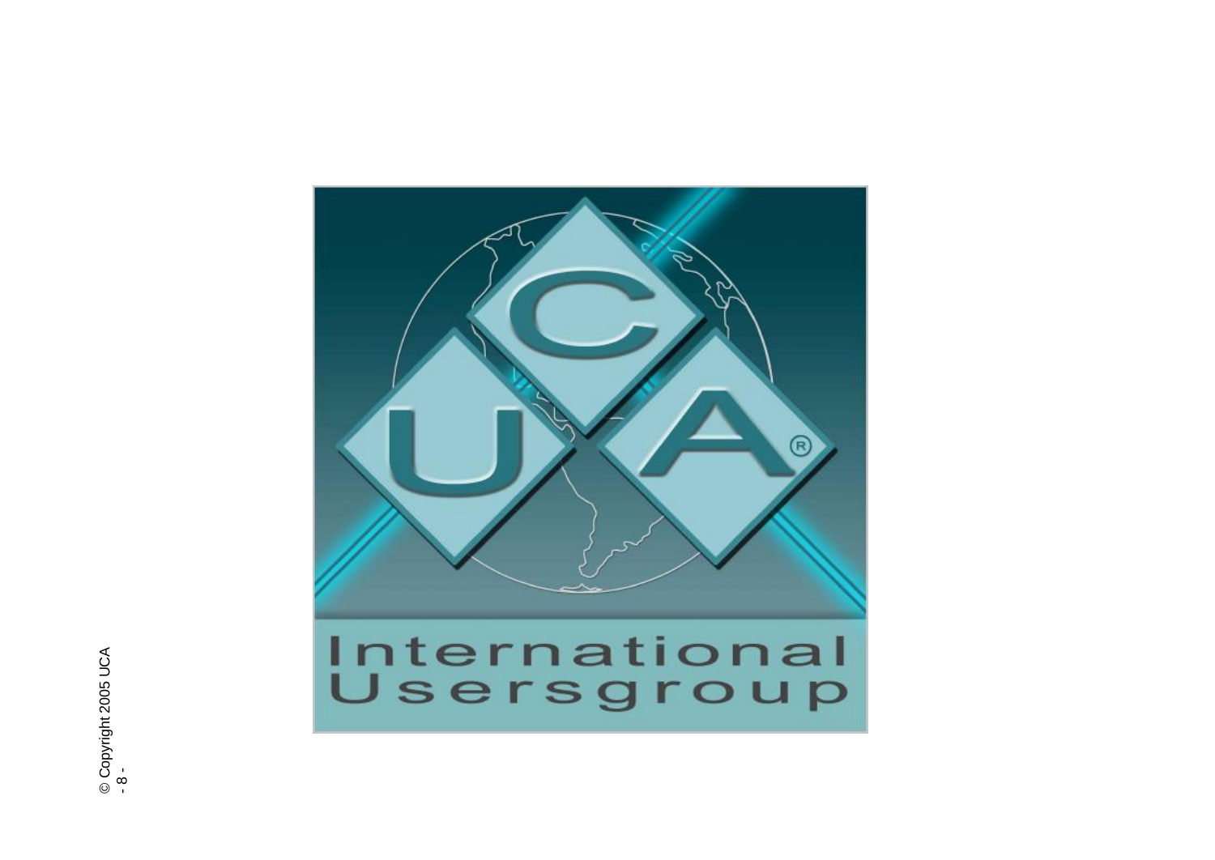UCA®

International
Usersgroup